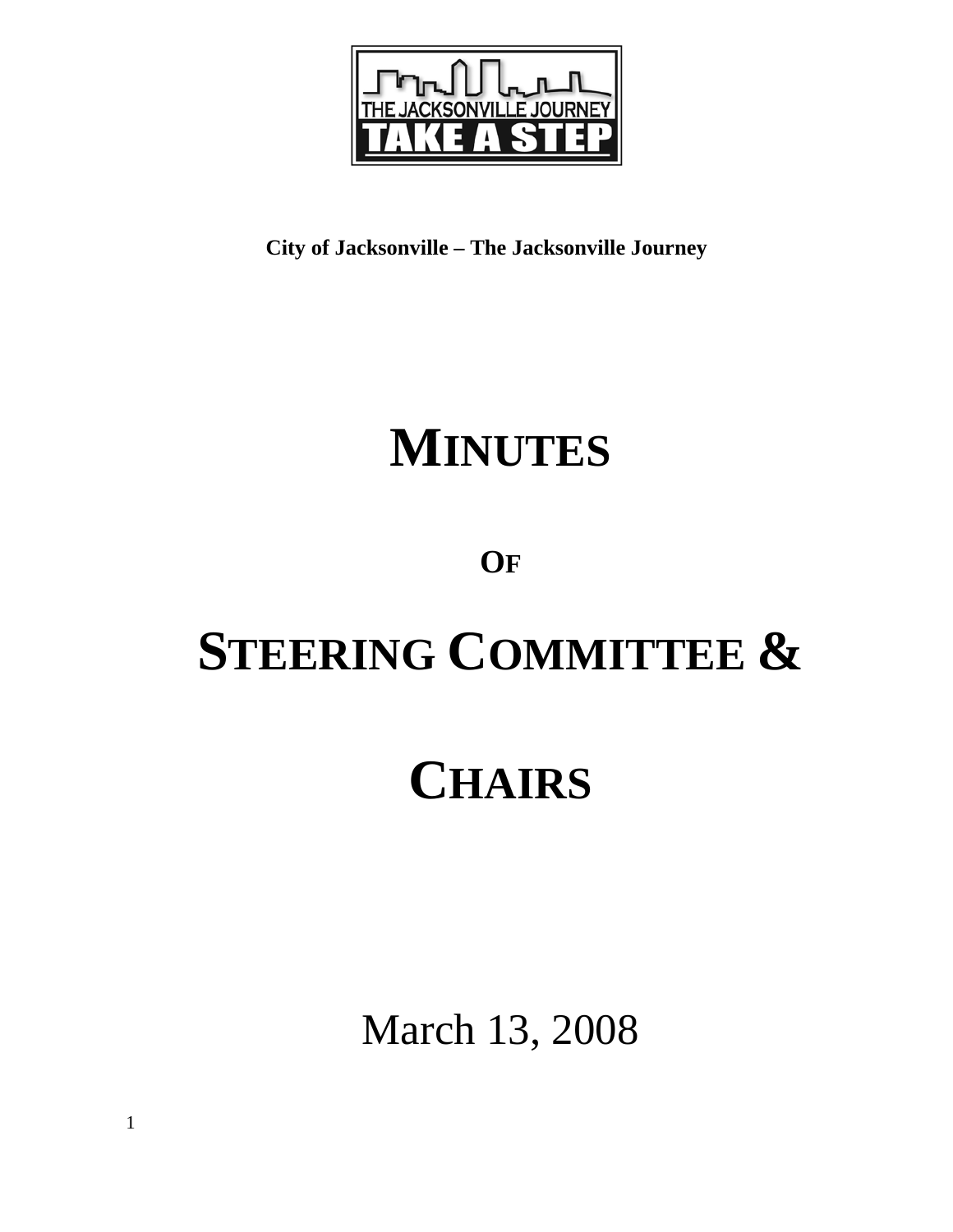**City of Jacksonville – The Jacksonville Journey**

# MINUTES

## OF

# STEERING COMMITTEE &

# CHAIRS

March 13, 2008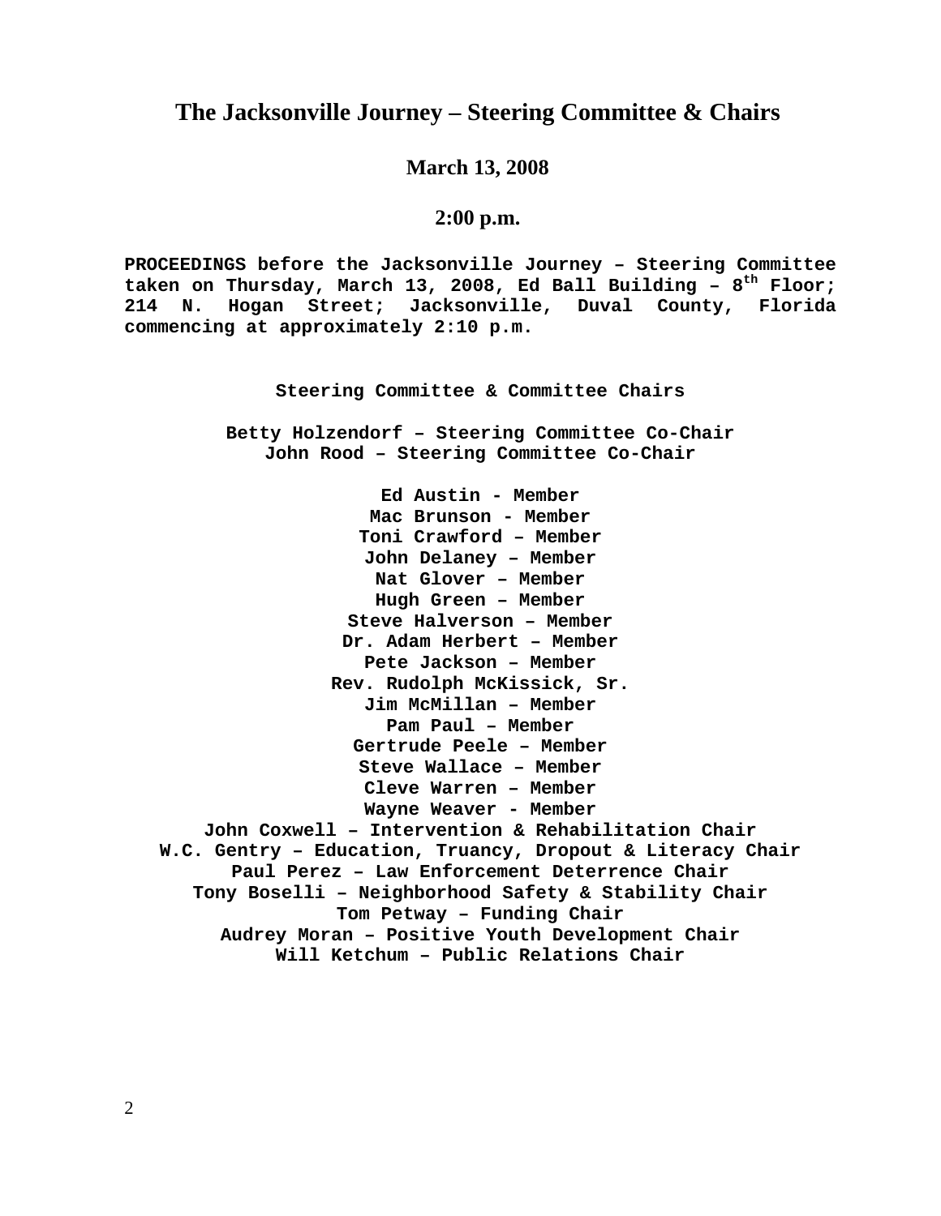# The Jacksonville Journey – Steering Committee & Chairs

## March 13, 2008

## 2:00 p.m.

**PROCEEDINGS before the Jacksonville Journey – Steering Committee taken on Thursday, March 13, 2008, Ed Ball Building – 8th Floor; 214 N. Hogan Street; Jacksonville, Duval County, Florida commencing at approximately 2:10 p.m.**

**Steering Committee & Committee Chairs**

**Betty Holzendorf – Steering Committee Co-Chair**
**John Rood – Steering Committee Co-Chair**

**Ed Austin - Member**
**Mac Brunson - Member**
**Toni Crawford – Member**
**John Delaney – Member**
**Nat Glover – Member**
**Hugh Green – Member**
**Steve Halverson – Member**
**Dr. Adam Herbert – Member**
**Pete Jackson – Member**
**Rev. Rudolph McKissick, Sr.**
**Jim McMillan – Member**
**Pam Paul – Member**
**Gertrude Peele – Member**
**Steve Wallace – Member**
**Cleve Warren – Member**
**Wayne Weaver - Member**
**John Coxwell – Intervention & Rehabilitation Chair**
**W.C. Gentry – Education, Truancy, Dropout & Literacy Chair**
**Paul Perez – Law Enforcement Deterrence Chair**
**Tony Boselli – Neighborhood Safety & Stability Chair**
**Tom Petway – Funding Chair**
**Audrey Moran – Positive Youth Development Chair**
**Will Ketchum – Public Relations Chair**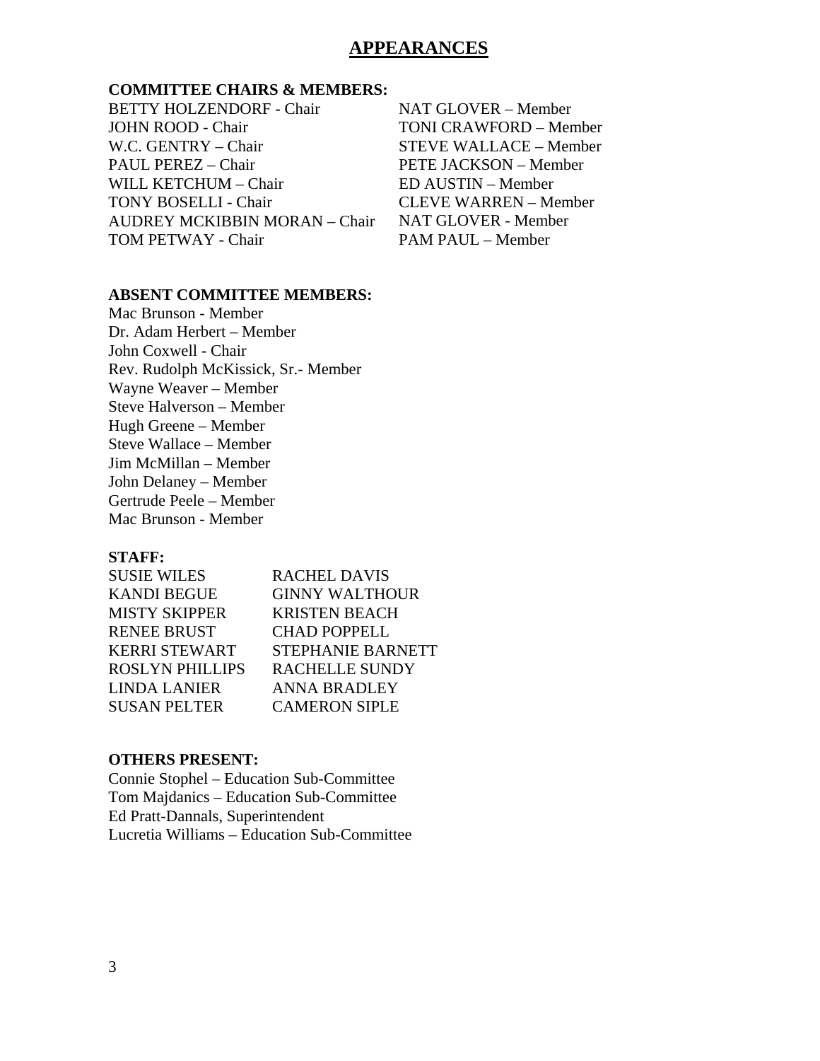# APPEARANCES

**COMMITTEE CHAIRS & MEMBERS:**

BETTY HOLZENDORF - Chair
JOHN ROOD - Chair
W.C. GENTRY – Chair
PAUL PEREZ – Chair
WILL KETCHUM – Chair
TONY BOSELLI - Chair
AUDREY MCKIBBIN MORAN – Chair
TOM PETWAY - Chair
NAT GLOVER – Member
TONI CRAWFORD – Member
STEVE WALLACE – Member
PETE JACKSON – Member
ED AUSTIN – Member
CLEVE WARREN – Member
NAT GLOVER - Member
PAM PAUL – Member

**ABSENT COMMITTEE MEMBERS:**

Mac Brunson - Member
Dr. Adam Herbert – Member
John Coxwell - Chair
Rev. Rudolph McKissick, Sr.- Member
Wayne Weaver – Member
Steve Halverson – Member
Hugh Greene – Member
Steve Wallace – Member
Jim McMillan – Member
John Delaney – Member
Gertrude Peele – Member
Mac Brunson - Member

**STAFF:**

SUSIE WILES
KANDI BEGUE
MISTY SKIPPER
RENEE BRUST
KERRI STEWART
ROSLYN PHILLIPS
LINDA LANIER
SUSAN PELTER
RACHEL DAVIS
GINNY WALTHOUR
KRISTEN BEACH
CHAD POPPELL
STEPHANIE BARNETT
RACHELLE SUNDY
ANNA BRADLEY
CAMERON SIPLE

**OTHERS PRESENT:**

Connie Stophel – Education Sub-Committee
Tom Majdanics – Education Sub-Committee
Ed Pratt-Dannals, Superintendent
Lucretia Williams – Education Sub-Committee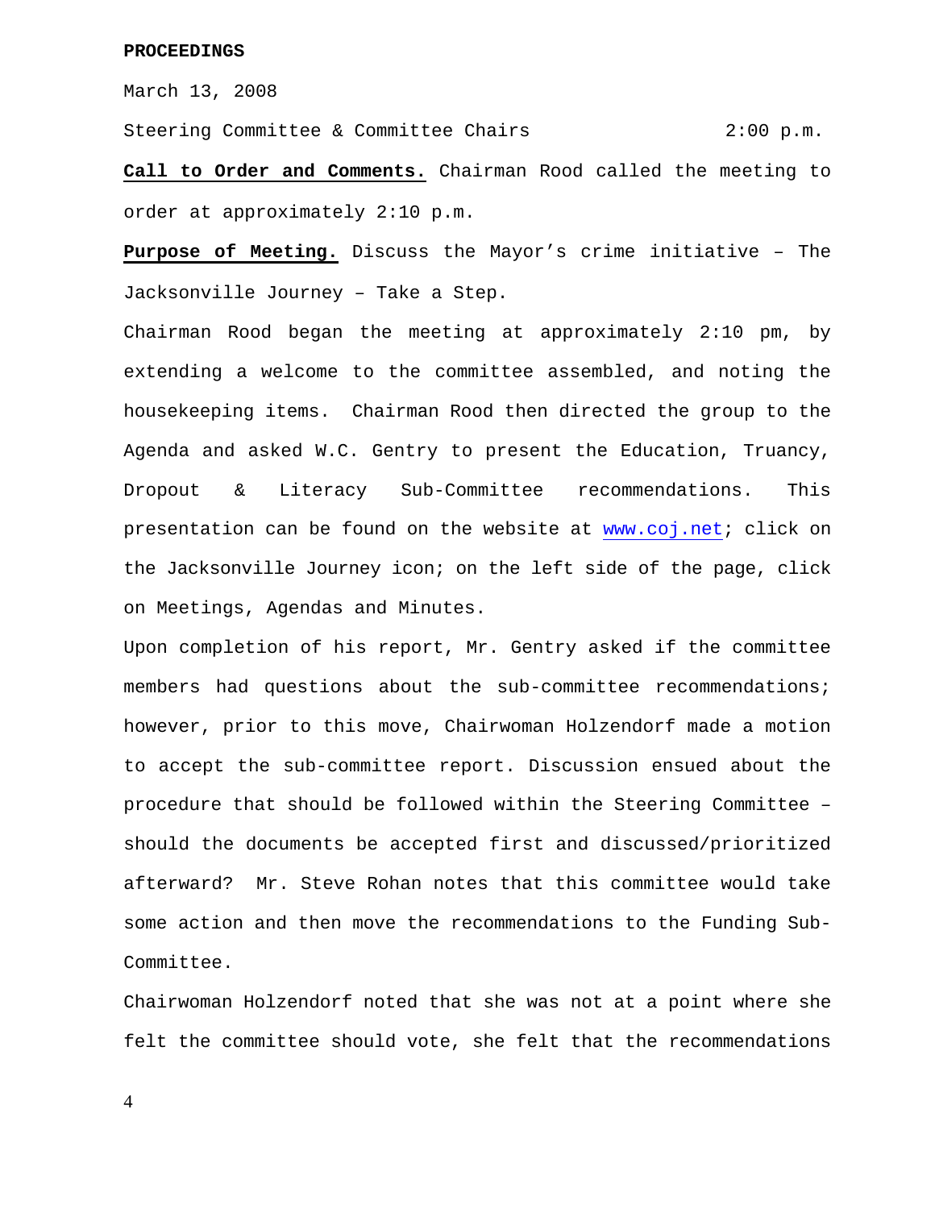**PROCEEDINGS**

March 13, 2008

Steering Committee & Committee Chairs 2:00 p.m.

**Call to Order and Comments.** Chairman Rood called the meeting to order at approximately 2:10 p.m.

**Purpose of Meeting.** Discuss the Mayor's crime initiative – The Jacksonville Journey – Take a Step.

Chairman Rood began the meeting at approximately 2:10 pm, by extending a welcome to the committee assembled, and noting the housekeeping items. Chairman Rood then directed the group to the Agenda and asked W.C. Gentry to present the Education, Truancy, Dropout & Literacy Sub-Committee recommendations. This presentation can be found on the website at www.coj.net; click on the Jacksonville Journey icon; on the left side of the page, click on Meetings, Agendas and Minutes.

Upon completion of his report, Mr. Gentry asked if the committee members had questions about the sub-committee recommendations; however, prior to this move, Chairwoman Holzendorf made a motion to accept the sub-committee report. Discussion ensued about the procedure that should be followed within the Steering Committee – should the documents be accepted first and discussed/prioritized afterward? Mr. Steve Rohan notes that this committee would take some action and then move the recommendations to the Funding Sub-Committee.

Chairwoman Holzendorf noted that she was not at a point where she felt the committee should vote, she felt that the recommendations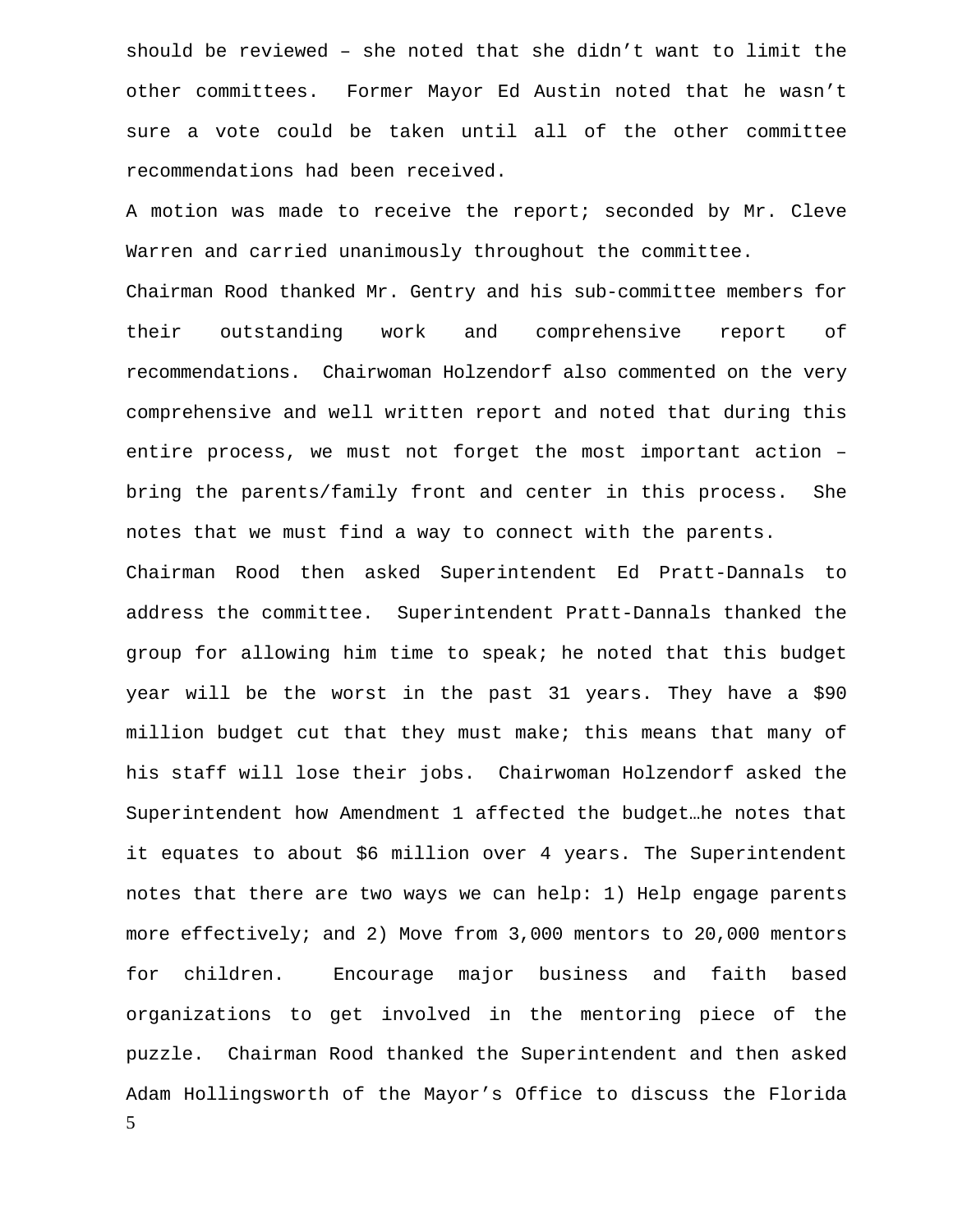should be reviewed – she noted that she didn't want to limit the other committees. Former Mayor Ed Austin noted that he wasn't sure a vote could be taken until all of the other committee recommendations had been received.

A motion was made to receive the report; seconded by Mr. Cleve Warren and carried unanimously throughout the committee.

Chairman Rood thanked Mr. Gentry and his sub-committee members for their outstanding work and comprehensive report of recommendations. Chairwoman Holzendorf also commented on the very comprehensive and well written report and noted that during this entire process, we must not forget the most important action – bring the parents/family front and center in this process. She notes that we must find a way to connect with the parents.

Chairman Rood then asked Superintendent Ed Pratt-Dannals to address the committee. Superintendent Pratt-Dannals thanked the group for allowing him time to speak; he noted that this budget year will be the worst in the past 31 years. They have a $90 million budget cut that they must make; this means that many of his staff will lose their jobs. Chairwoman Holzendorf asked the Superintendent how Amendment 1 affected the budget…he notes that it equates to about $6 million over 4 years. The Superintendent notes that there are two ways we can help: 1) Help engage parents more effectively; and 2) Move from 3,000 mentors to 20,000 mentors for children. Encourage major business and faith based organizations to get involved in the mentoring piece of the puzzle. Chairman Rood thanked the Superintendent and then asked Adam Hollingsworth of the Mayor's Office to discuss the Florida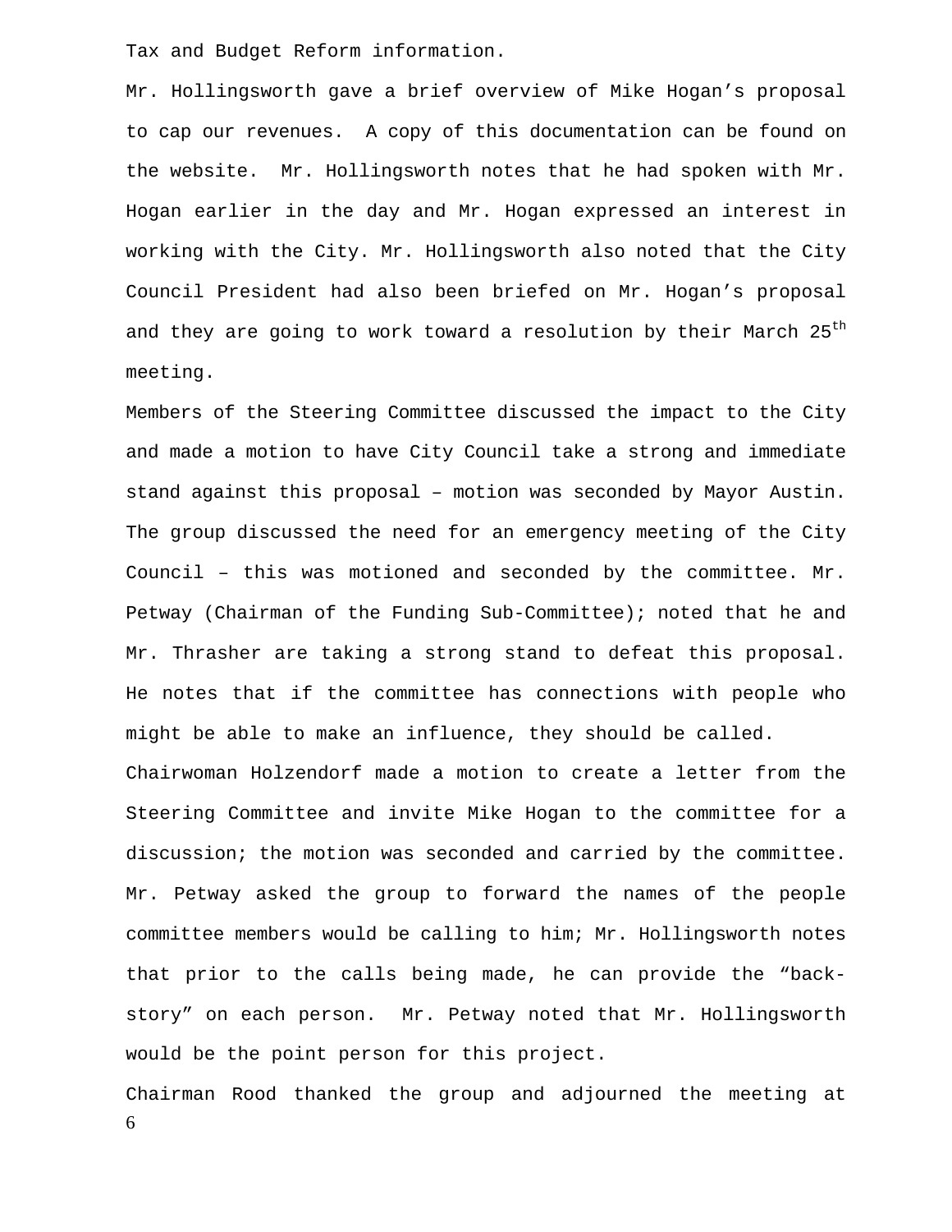Tax and Budget Reform information.

Mr. Hollingsworth gave a brief overview of Mike Hogan’s proposal to cap our revenues. A copy of this documentation can be found on the website. Mr. Hollingsworth notes that he had spoken with Mr. Hogan earlier in the day and Mr. Hogan expressed an interest in working with the City. Mr. Hollingsworth also noted that the City Council President had also been briefed on Mr. Hogan’s proposal and they are going to work toward a resolution by their March 25th meeting.

Members of the Steering Committee discussed the impact to the City and made a motion to have City Council take a strong and immediate stand against this proposal – motion was seconded by Mayor Austin. The group discussed the need for an emergency meeting of the City Council – this was motioned and seconded by the committee. Mr. Petway (Chairman of the Funding Sub-Committee); noted that he and Mr. Thrasher are taking a strong stand to defeat this proposal. He notes that if the committee has connections with people who might be able to make an influence, they should be called.

Chairwoman Holzendorf made a motion to create a letter from the Steering Committee and invite Mike Hogan to the committee for a discussion; the motion was seconded and carried by the committee. Mr. Petway asked the group to forward the names of the people committee members would be calling to him; Mr. Hollingsworth notes that prior to the calls being made, he can provide the “back-story” on each person. Mr. Petway noted that Mr. Hollingsworth would be the point person for this project.

Chairman Rood thanked the group and adjourned the meeting at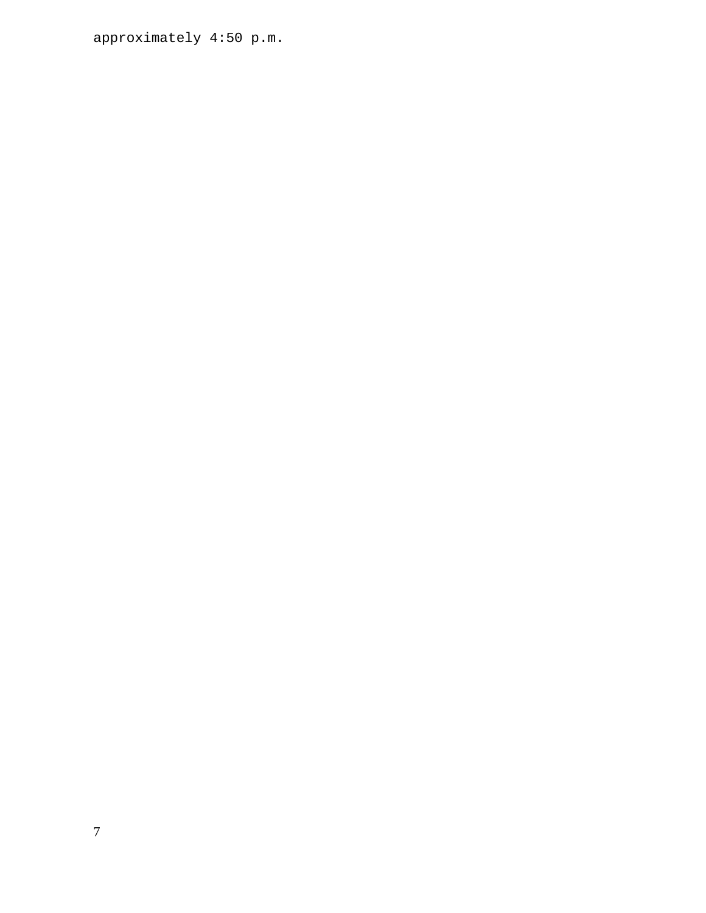approximately 4:50 p.m.